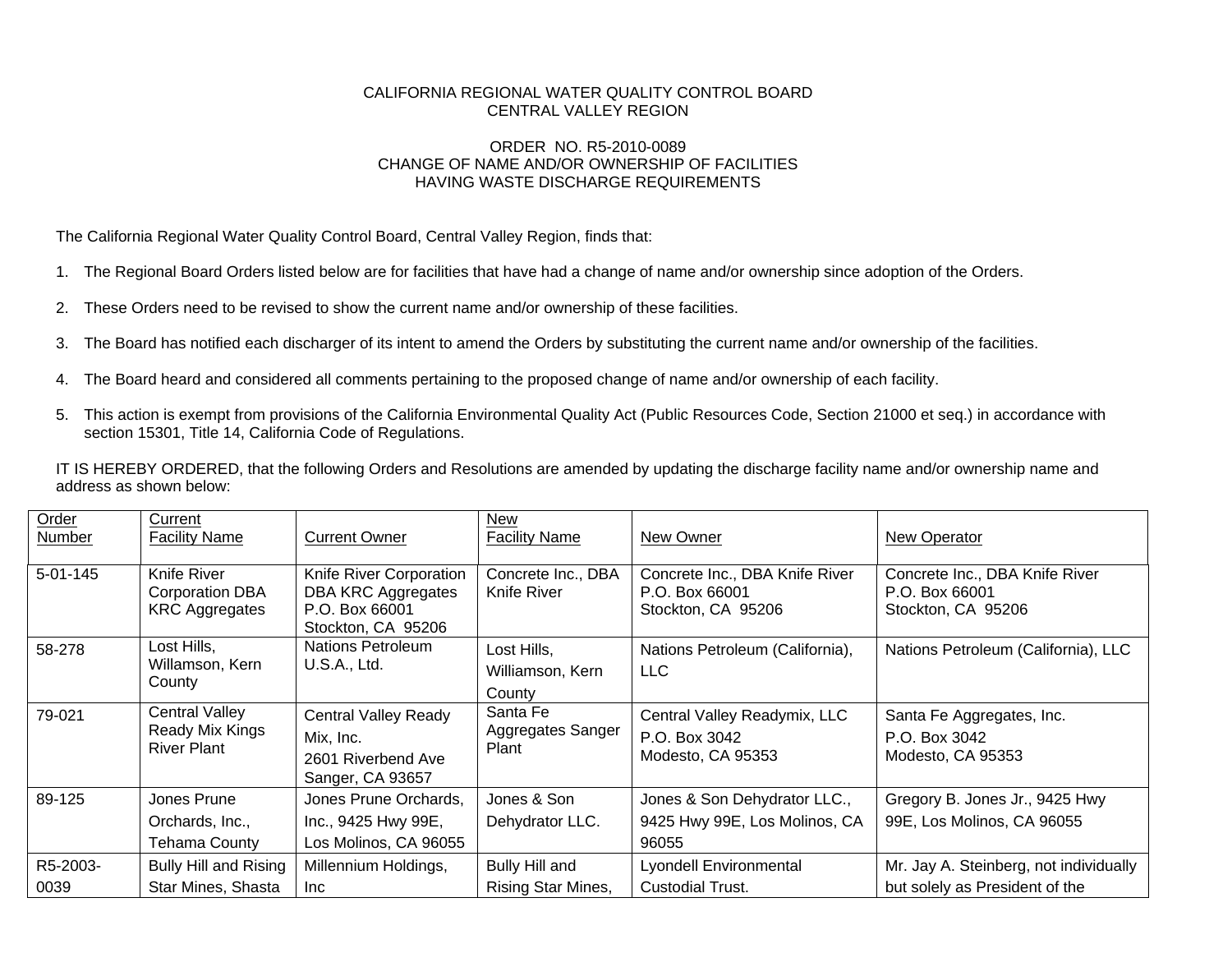CALIFORNIA REGIONAL WATER QUALITY CONTROL BOARD
CENTRAL VALLEY REGION

ORDER NO. R5-2010-0089
CHANGE OF NAME AND/OR OWNERSHIP OF FACILITIES
HAVING WASTE DISCHARGE REQUIREMENTS

The California Regional Water Quality Control Board, Central Valley Region, finds that:

1. The Regional Board Orders listed below are for facilities that have had a change of name and/or ownership since adoption of the Orders.
2. These Orders need to be revised to show the current name and/or ownership of these facilities.
3. The Board has notified each discharger of its intent to amend the Orders by substituting the current name and/or ownership of the facilities.
4. The Board heard and considered all comments pertaining to the proposed change of name and/or ownership of each facility.
5. This action is exempt from provisions of the California Environmental Quality Act (Public Resources Code, Section 21000 et seq.) in accordance with section 15301, Title 14, California Code of Regulations.

IT IS HEREBY ORDERED, that the following Orders and Resolutions are amended by updating the discharge facility name and/or ownership name and address as shown below:

| Order Number | Current Facility Name | Current Owner | New Facility Name | New Owner | New Operator |
|---|---|---|---|---|---|
| 5-01-145 | Knife River Corporation DBA KRC Aggregates | Knife River Corporation DBA KRC Aggregates P.O. Box 66001 Stockton, CA 95206 | Concrete Inc., DBA Knife River | Concrete Inc., DBA Knife River P.O. Box 66001 Stockton, CA 95206 | Concrete Inc., DBA Knife River P.O. Box 66001 Stockton, CA 95206 |
| 58-278 | Lost Hills, Willamson, Kern County | Nations Petroleum U.S.A., Ltd. | Lost Hills, Williamson, Kern County | Nations Petroleum (California), LLC | Nations Petroleum (California), LLC |
| 79-021 | Central Valley Ready Mix Kings River Plant | Central Valley Ready Mix, Inc. 2601 Riverbend Ave Sanger, CA 93657 | Santa Fe Aggregates Sanger Plant | Central Valley Readymix, LLC P.O. Box 3042 Modesto, CA 95353 | Santa Fe Aggregates, Inc. P.O. Box 3042 Modesto, CA 95353 |
| 89-125 | Jones Prune Orchards, Inc., Tehama County | Jones Prune Orchards, Inc., 9425 Hwy 99E, Los Molinos, CA 96055 | Jones & Son Dehydrator LLC. | Jones & Son Dehydrator LLC., 9425 Hwy 99E, Los Molinos, CA 96055 | Gregory B. Jones Jr., 9425 Hwy 99E, Los Molinos, CA 96055 |
| R5-2003-0039 | Bully Hill and Rising Star Mines, Shasta | Millennium Holdings, Inc | Bully Hill and Rising Star Mines, | Lyondell Environmental Custodial Trust. | Mr. Jay A. Steinberg, not individually but solely as President of the |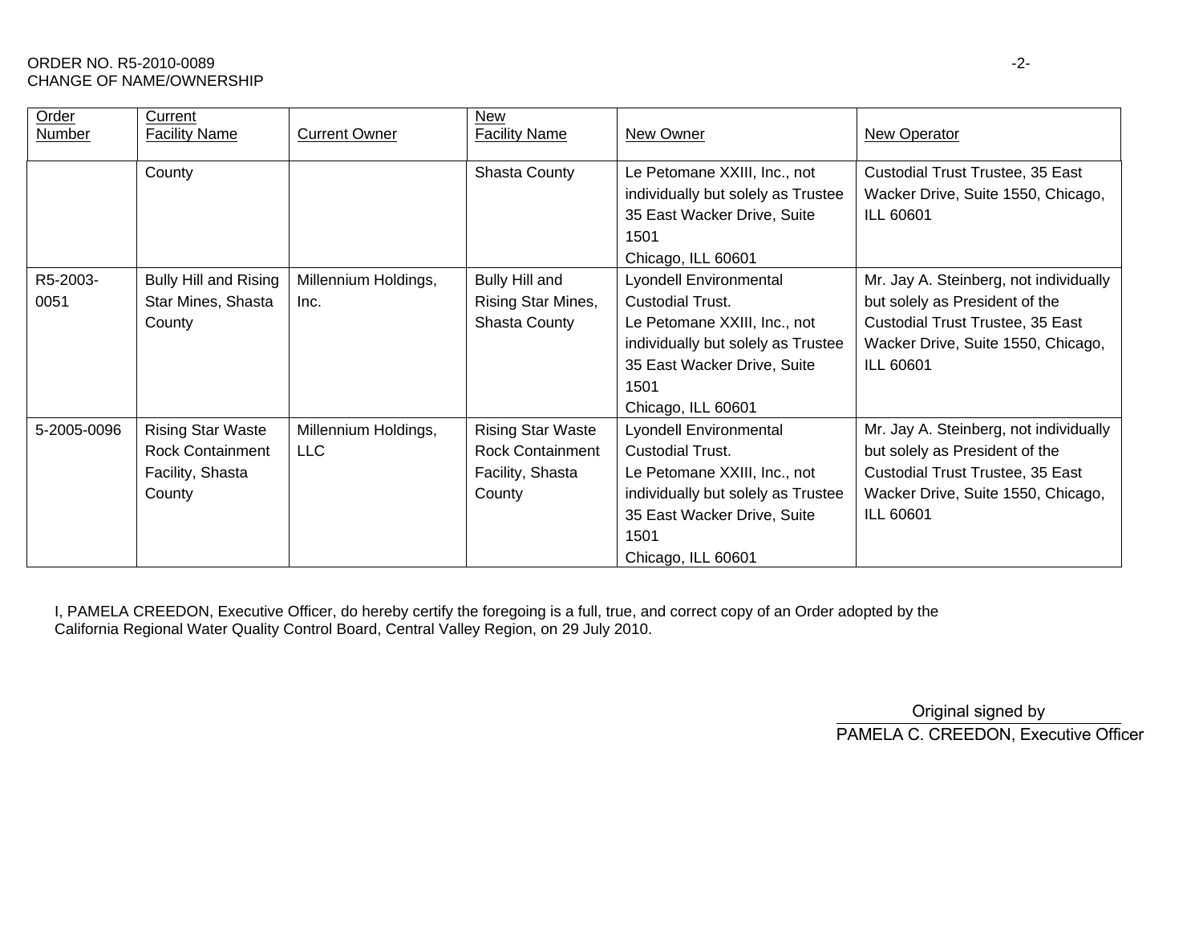| Order Number | Current Facility Name | Current Owner | New Facility Name | New Owner | New Operator |
|---|---|---|---|---|---|
| | County | | Shasta County | Le Petomane XXIII, Inc., not individually but solely as Trustee 35 East Wacker Drive, Suite 1501 Chicago, ILL 60601 | Custodial Trust Trustee, 35 East Wacker Drive, Suite 1550, Chicago, ILL 60601 |
| R5-2003-0051 | Bully Hill and Rising Star Mines, Shasta County | Millennium Holdings, Inc. | Bully Hill and Rising Star Mines, Shasta County | Lyondell Environmental Custodial Trust. Le Petomane XXIII, Inc., not individually but solely as Trustee 35 East Wacker Drive, Suite 1501 Chicago, ILL 60601 | Mr. Jay A. Steinberg, not individually but solely as President of the Custodial Trust Trustee, 35 East Wacker Drive, Suite 1550, Chicago, ILL 60601 |
| 5-2005-0096 | Rising Star Waste Rock Containment Facility, Shasta County | Millennium Holdings, LLC | Rising Star Waste Rock Containment Facility, Shasta County | Lyondell Environmental Custodial Trust. Le Petomane XXIII, Inc., not individually but solely as Trustee 35 East Wacker Drive, Suite 1501 Chicago, ILL 60601 | Mr. Jay A. Steinberg, not individually but solely as President of the Custodial Trust Trustee, 35 East Wacker Drive, Suite 1550, Chicago, ILL 60601 |

I, PAMELA CREEDON, Executive Officer, do hereby certify the foregoing is a full, true, and correct copy of an Order adopted by the California Regional Water Quality Control Board, Central Valley Region, on 29 July 2010.

Original signed by

PAMELA C. CREEDON, Executive Officer